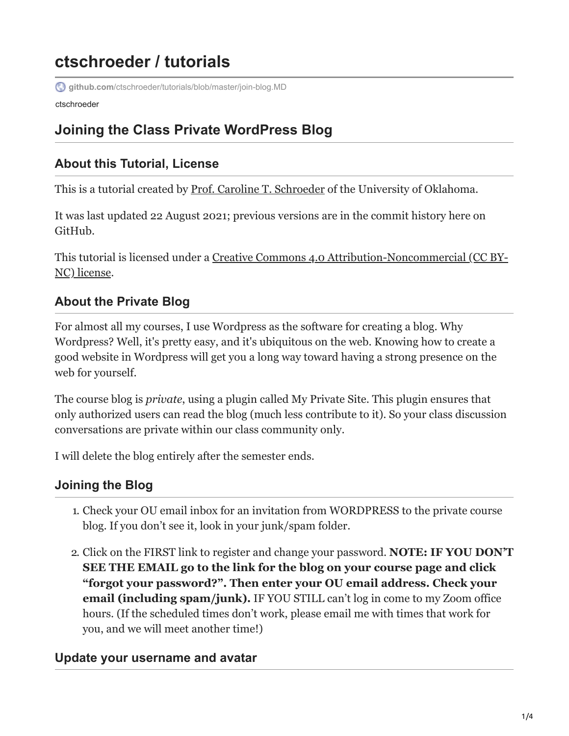# ctschroeder / tutorials

github.com/ctschroeder/tutorials/blob/master/join-blog.MD

ctschroeder

## Joining the Class Private WordPress Blog

### About this Tutorial, License

This is a tutorial created by Prof. Caroline T. Schroeder of the University of Oklahoma.

It was last updated 22 August 2021; previous versions are in the commit history here on GitHub.

This tutorial is licensed under a Creative Commons 4.0 Attribution-Noncommercial (CC BY-NC) license.

### About the Private Blog

For almost all my courses, I use Wordpress as the software for creating a blog. Why Wordpress? Well, it's pretty easy, and it's ubiquitous on the web. Knowing how to create a good website in Wordpress will get you a long way toward having a strong presence on the web for yourself.

The course blog is *private*, using a plugin called My Private Site. This plugin ensures that only authorized users can read the blog (much less contribute to it). So your class discussion conversations are private within our class community only.

I will delete the blog entirely after the semester ends.

### Joining the Blog

1. Check your OU email inbox for an invitation from WORDPRESS to the private course blog. If you don't see it, look in your junk/spam folder.
2. Click on the FIRST link to register and change your password. **NOTE: IF YOU DON'T SEE THE EMAIL go to the link for the blog on your course page and click "forgot your password?". Then enter your OU email address. Check your email (including spam/junk).** IF YOU STILL can't log in come to my Zoom office hours. (If the scheduled times don't work, please email me with times that work for you, and we will meet another time!)

### Update your username and avatar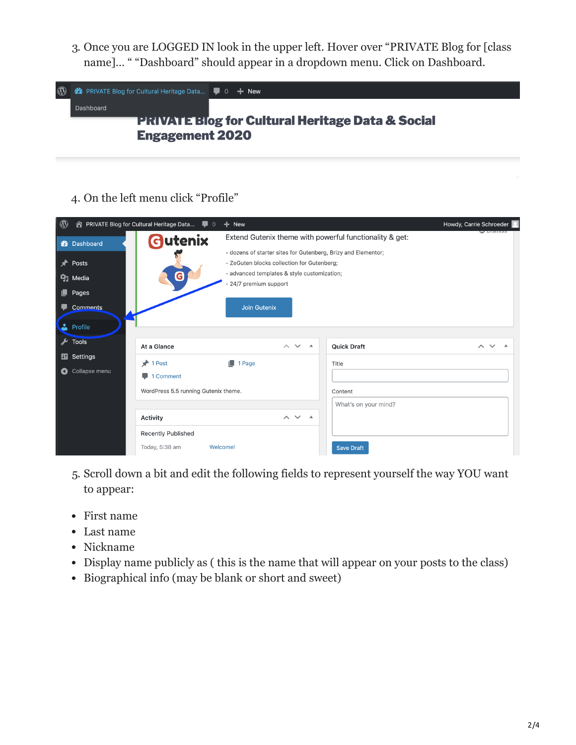3. Once you are LOGGED IN look in the upper left. Hover over "PRIVATE Blog for [class name]… " "Dashboard" should appear in a dropdown menu. Click on Dashboard.

4. On the left menu click "Profile"

5. Scroll down a bit and edit the following fields to represent yourself the way YOU want to appear:

- First name
- Last name
- Nickname
- Display name publicly as ( this is the name that will appear on your posts to the class)
- Biographical info (may be blank or short and sweet)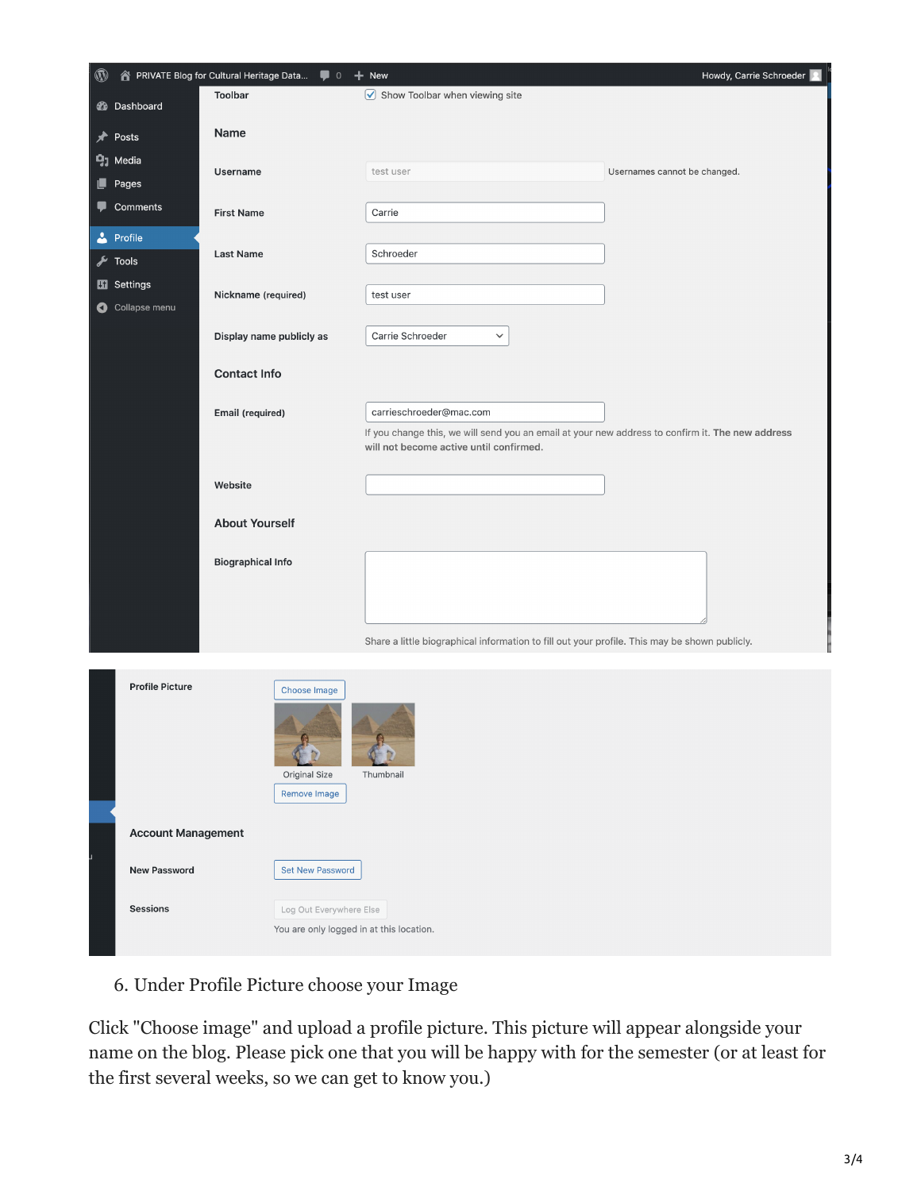6. Under Profile Picture choose your Image

Click "Choose image" and upload a profile picture. This picture will appear alongside your name on the blog. Please pick one that you will be happy with for the semester (or at least for the first several weeks, so we can get to know you.)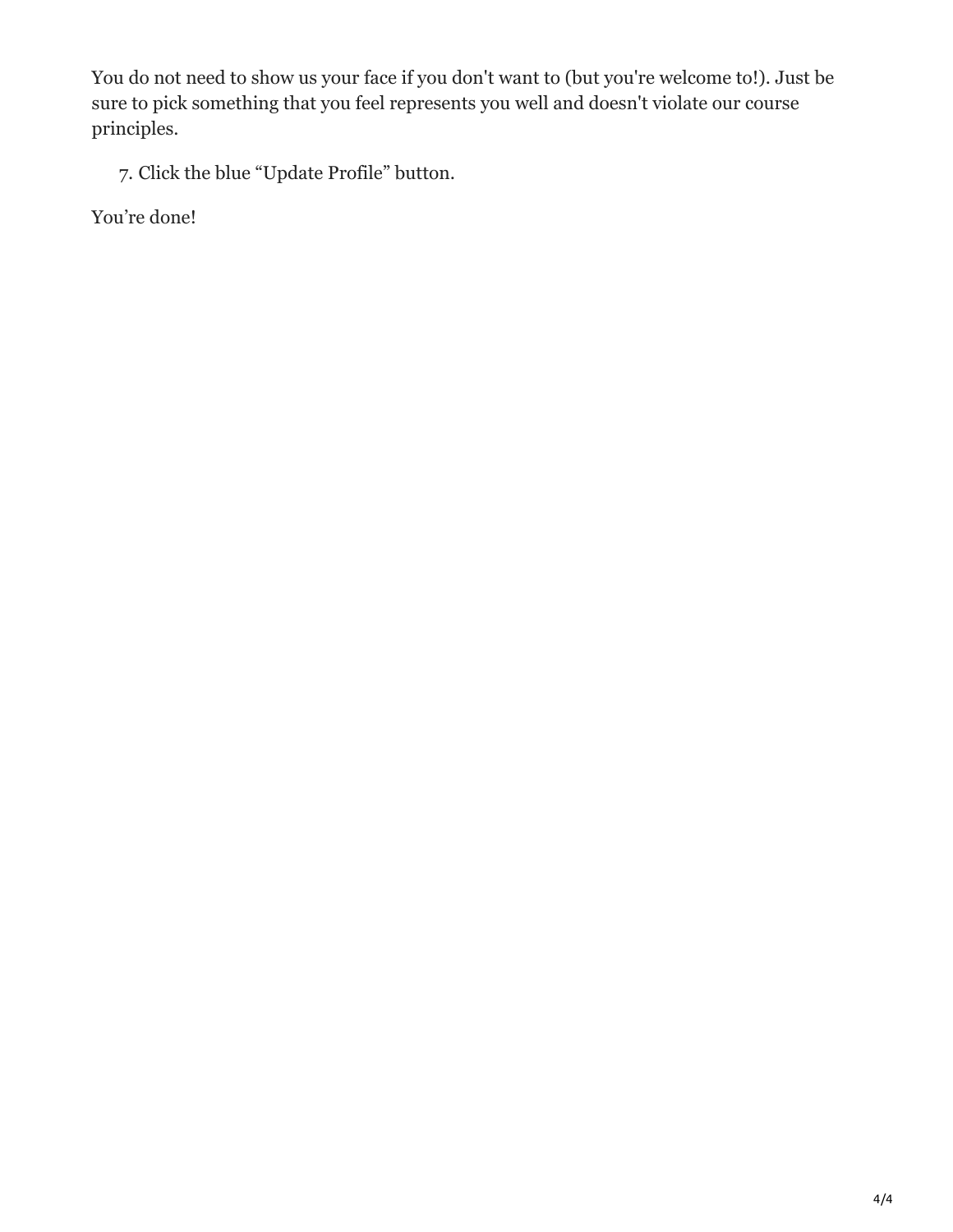You do not need to show us your face if you don't want to (but you're welcome to!). Just be sure to pick something that you feel represents you well and doesn't violate our course principles.

7. Click the blue “Update Profile” button.

You’re done!